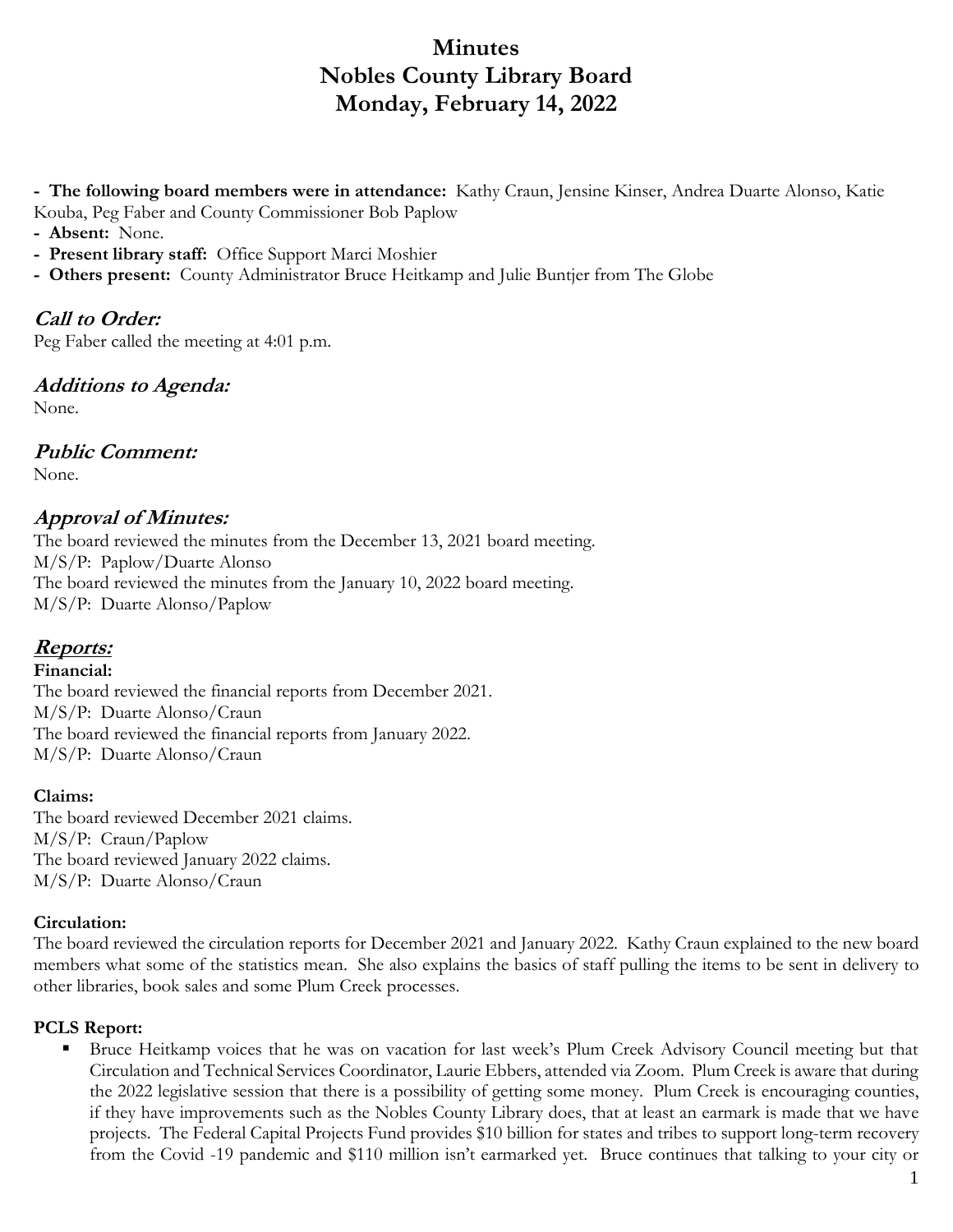# Minutes
# Nobles County Library Board
# Monday, February 14, 2022

- **The following board members were in attendance:** Kathy Craun, Jensine Kinser, Andrea Duarte Alonso, Katie Kouba, Peg Faber and County Commissioner Bob Paplow
- **Absent:** None.
- **Present library staff:** Office Support Marci Moshier
- **Others present:** County Administrator Bruce Heitkamp and Julie Buntjer from The Globe

## *Call to Order:*

Peg Faber called the meeting at 4:01 p.m.

## *Additions to Agenda:*

None.

## *Public Comment:*

None.

## *Approval of Minutes:*

The board reviewed the minutes from the December 13, 2021 board meeting.
M/S/P: Paplow/Duarte Alonso
The board reviewed the minutes from the January 10, 2022 board meeting.
M/S/P: Duarte Alonso/Paplow

## *Reports:*

**Financial:**
The board reviewed the financial reports from December 2021.
M/S/P: Duarte Alonso/Craun
The board reviewed the financial reports from January 2022.
M/S/P: Duarte Alonso/Craun

**Claims:**
The board reviewed December 2021 claims.
M/S/P: Craun/Paplow
The board reviewed January 2022 claims.
M/S/P: Duarte Alonso/Craun

**Circulation:**
The board reviewed the circulation reports for December 2021 and January 2022. Kathy Craun explained to the new board members what some of the statistics mean. She also explains the basics of staff pulling the items to be sent in delivery to other libraries, book sales and some Plum Creek processes.

**PCLS Report:**

- Bruce Heitkamp voices that he was on vacation for last week's Plum Creek Advisory Council meeting but that Circulation and Technical Services Coordinator, Laurie Ebbers, attended via Zoom. Plum Creek is aware that during the 2022 legislative session that there is a possibility of getting some money. Plum Creek is encouraging counties, if they have improvements such as the Nobles County Library does, that at least an earmark is made that we have projects. The Federal Capital Projects Fund provides \$10 billion for states and tribes to support long-term recovery from the Covid -19 pandemic and \$110 million isn't earmarked yet. Bruce continues that talking to your city or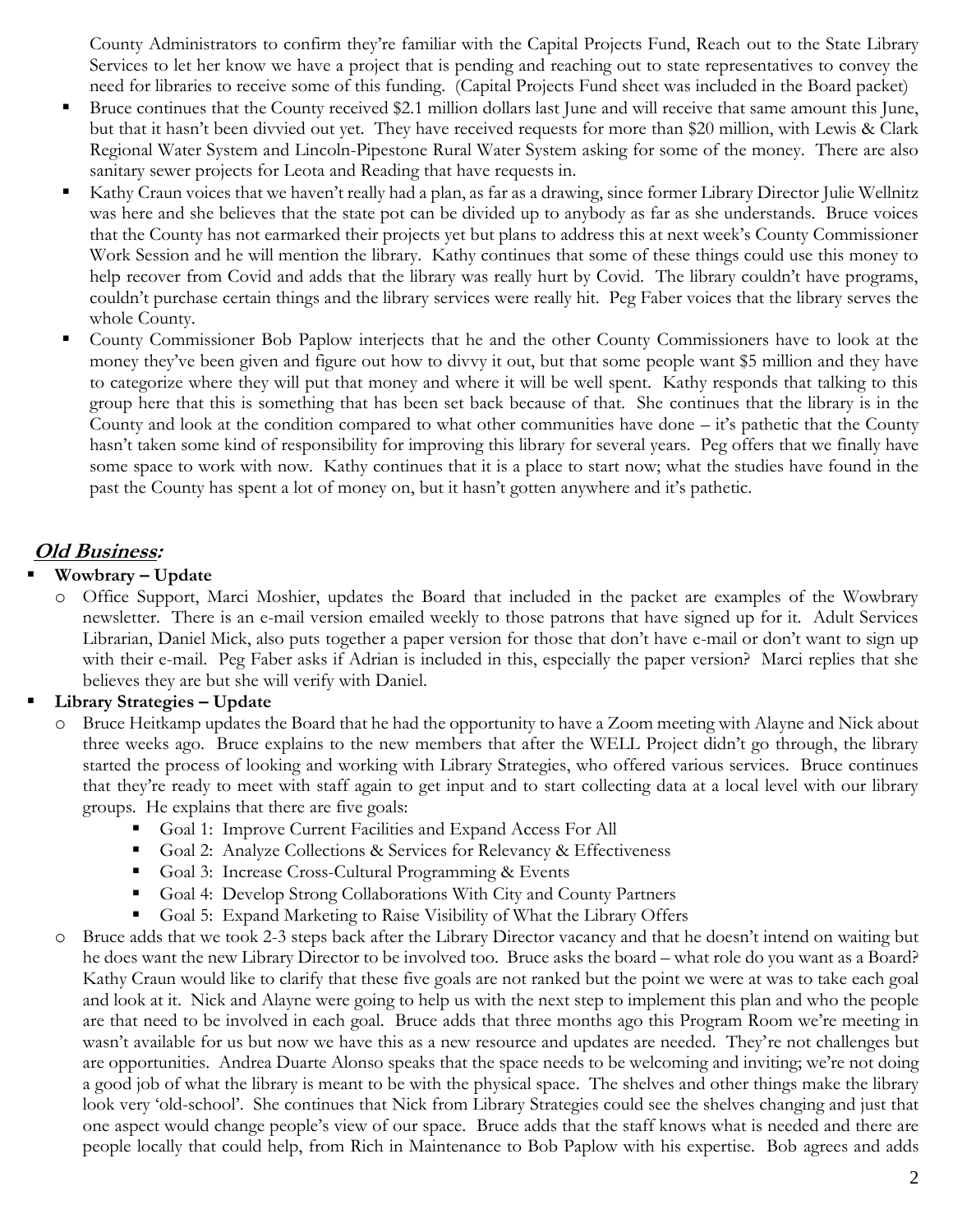County Administrators to confirm they're familiar with the Capital Projects Fund, Reach out to the State Library Services to let her know we have a project that is pending and reaching out to state representatives to convey the need for libraries to receive some of this funding. (Capital Projects Fund sheet was included in the Board packet)

- Bruce continues that the County received $2.1 million dollars last June and will receive that same amount this June, but that it hasn't been divvied out yet. They have received requests for more than $20 million, with Lewis & Clark Regional Water System and Lincoln-Pipestone Rural Water System asking for some of the money. There are also sanitary sewer projects for Leota and Reading that have requests in.
- Kathy Craun voices that we haven't really had a plan, as far as a drawing, since former Library Director Julie Wellnitz was here and she believes that the state pot can be divided up to anybody as far as she understands. Bruce voices that the County has not earmarked their projects yet but plans to address this at next week's County Commissioner Work Session and he will mention the library. Kathy continues that some of these things could use this money to help recover from Covid and adds that the library was really hurt by Covid. The library couldn't have programs, couldn't purchase certain things and the library services were really hit. Peg Faber voices that the library serves the whole County.
- County Commissioner Bob Paplow interjects that he and the other County Commissioners have to look at the money they've been given and figure out how to divvy it out, but that some people want $5 million and they have to categorize where they will put that money and where it will be well spent. Kathy responds that talking to this group here that this is something that has been set back because of that. She continues that the library is in the County and look at the condition compared to what other communities have done – it's pathetic that the County hasn't taken some kind of responsibility for improving this library for several years. Peg offers that we finally have some space to work with now. Kathy continues that it is a place to start now; what the studies have found in the past the County has spent a lot of money on, but it hasn't gotten anywhere and it's pathetic.

## *Old Business:*

- **Wowbrary – Update**
  - Office Support, Marci Moshier, updates the Board that included in the packet are examples of the Wowbrary newsletter. There is an e-mail version emailed weekly to those patrons that have signed up for it. Adult Services Librarian, Daniel Mick, also puts together a paper version for those that don't have e-mail or don't want to sign up with their e-mail. Peg Faber asks if Adrian is included in this, especially the paper version? Marci replies that she believes they are but she will verify with Daniel.
- **Library Strategies – Update**
  - Bruce Heitkamp updates the Board that he had the opportunity to have a Zoom meeting with Alayne and Nick about three weeks ago. Bruce explains to the new members that after the WELL Project didn't go through, the library started the process of looking and working with Library Strategies, who offered various services. Bruce continues that they're ready to meet with staff again to get input and to start collecting data at a local level with our library groups. He explains that there are five goals:
    - Goal 1: Improve Current Facilities and Expand Access For All
    - Goal 2: Analyze Collections & Services for Relevancy & Effectiveness
    - Goal 3: Increase Cross-Cultural Programming & Events
    - Goal 4: Develop Strong Collaborations With City and County Partners
    - Goal 5: Expand Marketing to Raise Visibility of What the Library Offers
  - Bruce adds that we took 2-3 steps back after the Library Director vacancy and that he doesn't intend on waiting but he does want the new Library Director to be involved too. Bruce asks the board – what role do you want as a Board? Kathy Craun would like to clarify that these five goals are not ranked but the point we were at was to take each goal and look at it. Nick and Alayne were going to help us with the next step to implement this plan and who the people are that need to be involved in each goal. Bruce adds that three months ago this Program Room we're meeting in wasn't available for us but now we have this as a new resource and updates are needed. They're not challenges but are opportunities. Andrea Duarte Alonso speaks that the space needs to be welcoming and inviting; we're not doing a good job of what the library is meant to be with the physical space. The shelves and other things make the library look very 'old-school'. She continues that Nick from Library Strategies could see the shelves changing and just that one aspect would change people's view of our space. Bruce adds that the staff knows what is needed and there are people locally that could help, from Rich in Maintenance to Bob Paplow with his expertise. Bob agrees and adds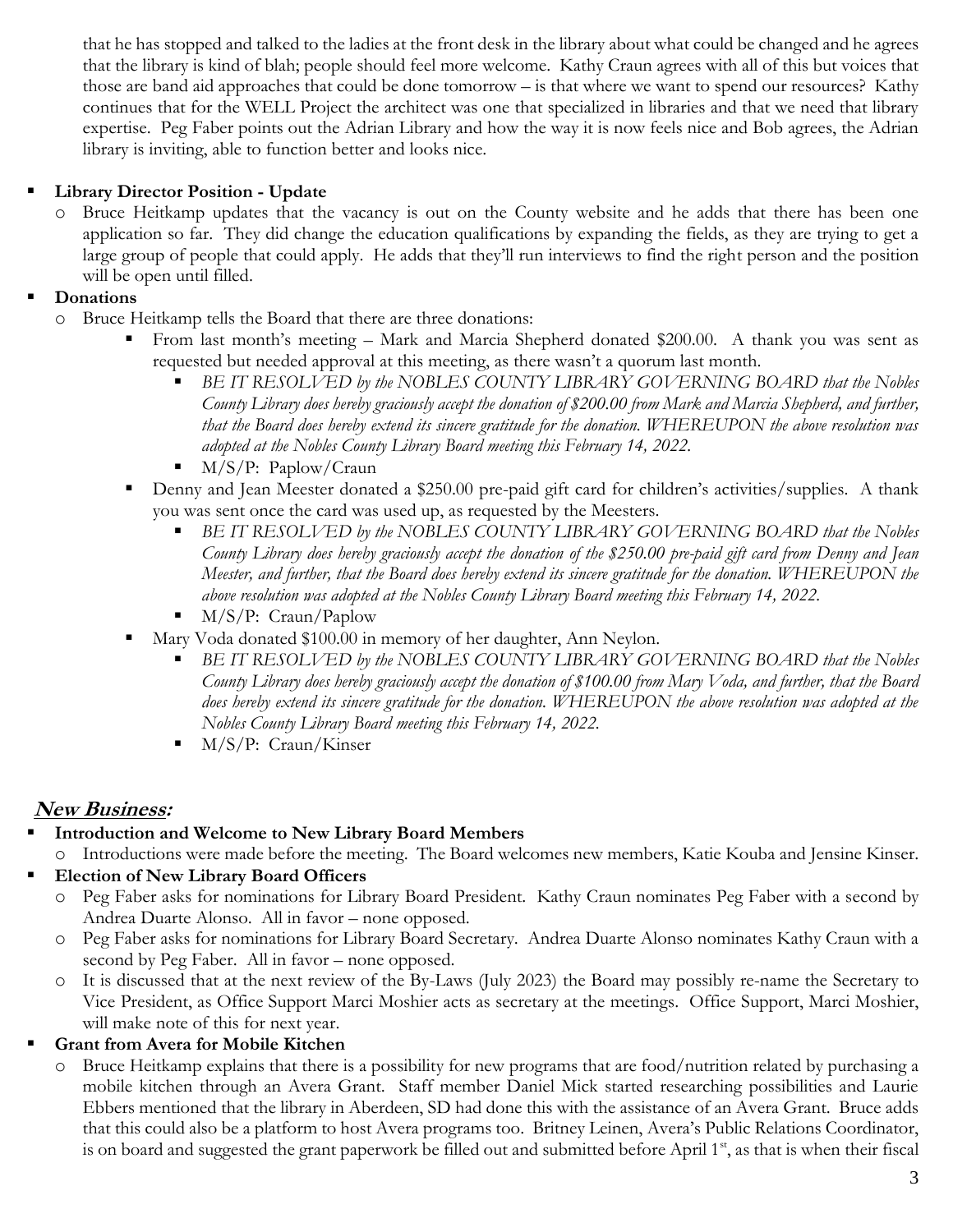that he has stopped and talked to the ladies at the front desk in the library about what could be changed and he agrees that the library is kind of blah; people should feel more welcome. Kathy Craun agrees with all of this but voices that those are band aid approaches that could be done tomorrow – is that where we want to spend our resources? Kathy continues that for the WELL Project the architect was one that specialized in libraries and that we need that library expertise. Peg Faber points out the Adrian Library and how the way it is now feels nice and Bob agrees, the Adrian library is inviting, able to function better and looks nice.

- **Library Director Position - Update**
  - Bruce Heitkamp updates that the vacancy is out on the County website and he adds that there has been one application so far. They did change the education qualifications by expanding the fields, as they are trying to get a large group of people that could apply. He adds that they'll run interviews to find the right person and the position will be open until filled.
- **Donations**
  - Bruce Heitkamp tells the Board that there are three donations:
    - From last month's meeting – Mark and Marcia Shepherd donated $200.00. A thank you was sent as requested but needed approval at this meeting, as there wasn't a quorum last month.
      - *BE IT RESOLVED by the NOBLES COUNTY LIBRARY GOVERNING BOARD that the Nobles County Library does hereby graciously accept the donation of $200.00 from Mark and Marcia Shepherd, and further, that the Board does hereby extend its sincere gratitude for the donation. WHEREUPON the above resolution was adopted at the Nobles County Library Board meeting this February 14, 2022.*
      - M/S/P: Paplow/Craun
    - Denny and Jean Meester donated a $250.00 pre-paid gift card for children's activities/supplies. A thank you was sent once the card was used up, as requested by the Meesters.
      - *BE IT RESOLVED by the NOBLES COUNTY LIBRARY GOVERNING BOARD that the Nobles County Library does hereby graciously accept the donation of the $250.00 pre-paid gift card from Denny and Jean Meester, and further, that the Board does hereby extend its sincere gratitude for the donation. WHEREUPON the above resolution was adopted at the Nobles County Library Board meeting this February 14, 2022.*
      - M/S/P: Craun/Paplow
    - Mary Voda donated $100.00 in memory of her daughter, Ann Neylon.
      - *BE IT RESOLVED by the NOBLES COUNTY LIBRARY GOVERNING BOARD that the Nobles County Library does hereby graciously accept the donation of $100.00 from Mary Voda, and further, that the Board does hereby extend its sincere gratitude for the donation. WHEREUPON the above resolution was adopted at the Nobles County Library Board meeting this February 14, 2022.*
      - M/S/P: Craun/Kinser

## New Business:

- **Introduction and Welcome to New Library Board Members**
  - Introductions were made before the meeting. The Board welcomes new members, Katie Kouba and Jensine Kinser.
- **Election of New Library Board Officers**
  - Peg Faber asks for nominations for Library Board President. Kathy Craun nominates Peg Faber with a second by Andrea Duarte Alonso. All in favor – none opposed.
  - Peg Faber asks for nominations for Library Board Secretary. Andrea Duarte Alonso nominates Kathy Craun with a second by Peg Faber. All in favor – none opposed.
  - It is discussed that at the next review of the By-Laws (July 2023) the Board may possibly re-name the Secretary to Vice President, as Office Support Marci Moshier acts as secretary at the meetings. Office Support, Marci Moshier, will make note of this for next year.
- **Grant from Avera for Mobile Kitchen**
  - Bruce Heitkamp explains that there is a possibility for new programs that are food/nutrition related by purchasing a mobile kitchen through an Avera Grant. Staff member Daniel Mick started researching possibilities and Laurie Ebbers mentioned that the library in Aberdeen, SD had done this with the assistance of an Avera Grant. Bruce adds that this could also be a platform to host Avera programs too. Britney Leinen, Avera's Public Relations Coordinator, is on board and suggested the grant paperwork be filled out and submitted before April 1st, as that is when their fiscal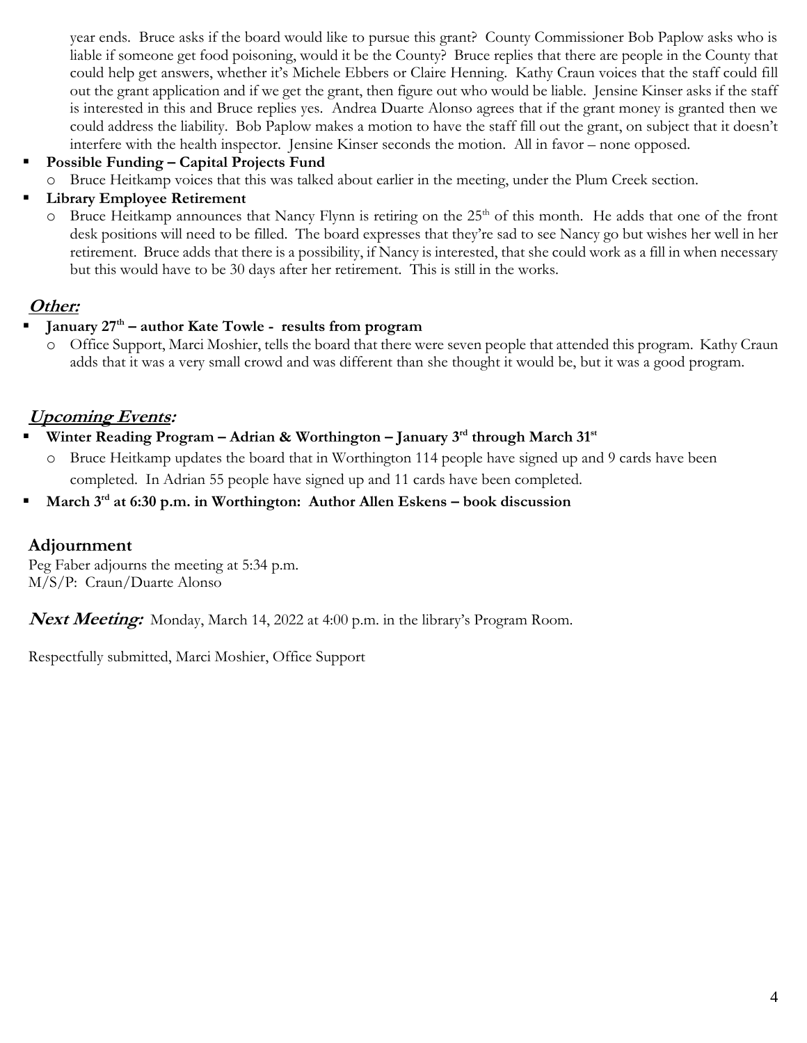year ends. Bruce asks if the board would like to pursue this grant? County Commissioner Bob Paplow asks who is liable if someone get food poisoning, would it be the County? Bruce replies that there are people in the County that could help get answers, whether it's Michele Ebbers or Claire Henning. Kathy Craun voices that the staff could fill out the grant application and if we get the grant, then figure out who would be liable. Jensine Kinser asks if the staff is interested in this and Bruce replies yes. Andrea Duarte Alonso agrees that if the grant money is granted then we could address the liability. Bob Paplow makes a motion to have the staff fill out the grant, on subject that it doesn't interfere with the health inspector. Jensine Kinser seconds the motion. All in favor – none opposed.

- **Possible Funding – Capital Projects Fund**
  - Bruce Heitkamp voices that this was talked about earlier in the meeting, under the Plum Creek section.
- **Library Employee Retirement**
  - Bruce Heitkamp announces that Nancy Flynn is retiring on the 25th of this month. He adds that one of the front desk positions will need to be filled. The board expresses that they're sad to see Nancy go but wishes her well in her retirement. Bruce adds that there is a possibility, if Nancy is interested, that she could work as a fill in when necessary but this would have to be 30 days after her retirement. This is still in the works.

## ***Other:***

- **January 27th – author Kate Towle - results from program**
  - Office Support, Marci Moshier, tells the board that there were seven people that attended this program. Kathy Craun adds that it was a very small crowd and was different than she thought it would be, but it was a good program.

## ***Upcoming Events:***

- **Winter Reading Program – Adrian & Worthington – January 3rd through March 31st**
  - Bruce Heitkamp updates the board that in Worthington 114 people have signed up and 9 cards have been completed. In Adrian 55 people have signed up and 11 cards have been completed.
- **March 3rd at 6:30 p.m. in Worthington: Author Allen Eskens – book discussion**

## Adjournment

Peg Faber adjourns the meeting at 5:34 p.m.
M/S/P: Craun/Duarte Alonso

***Next Meeting:*** Monday, March 14, 2022 at 4:00 p.m. in the library's Program Room.

Respectfully submitted, Marci Moshier, Office Support